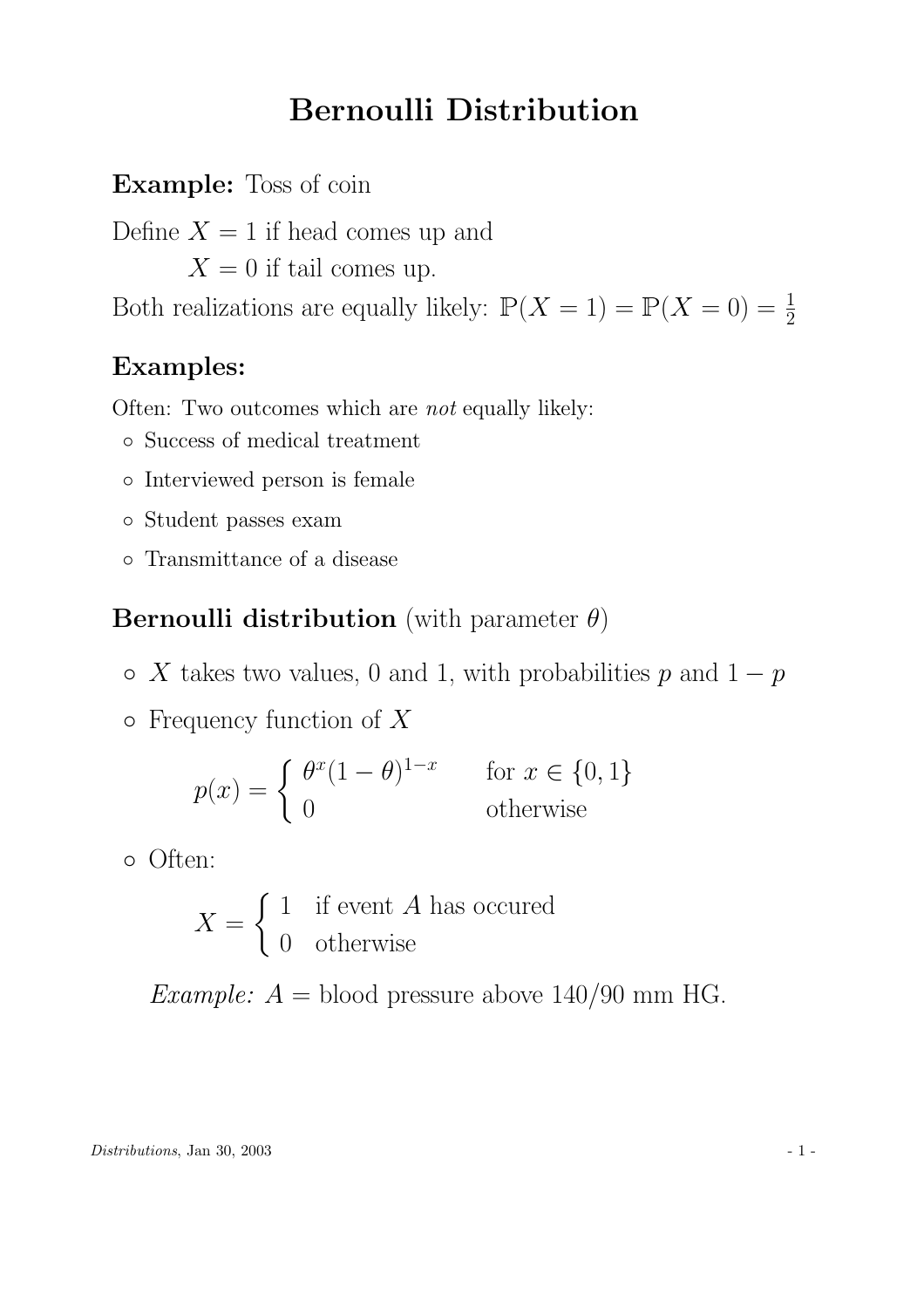# Bernoulli Distribution

**Example:** Toss of coin

Define $X = 1$ if head comes up and
$X = 0$ if tail comes up.

Both realizations are equally likely: $\mathbb{P}(X = 1) = \mathbb{P}(X = 0) = \frac{1}{2}$

**Examples:**

Often: Two outcomes which are *not* equally likely:

- Success of medical treatment
- Interviewed person is female
- Student passes exam
- Transmittance of a disease

**Bernoulli distribution** (with parameter $\theta$)

- $X$ takes two values, 0 and 1, with probabilities $p$ and $1 - p$
- Frequency function of $X$

$$p(x) = \begin{cases} \theta^x (1-\theta)^{1-x} & \text{for } x \in \{0, 1\} \\ 0 & \text{otherwise} \end{cases}$$

- Often:

$$X = \begin{cases} 1 & \text{if event } A \text{ has occured} \\ 0 & \text{otherwise} \end{cases}$$

*Example:* $A$ = blood pressure above 140/90 mm HG.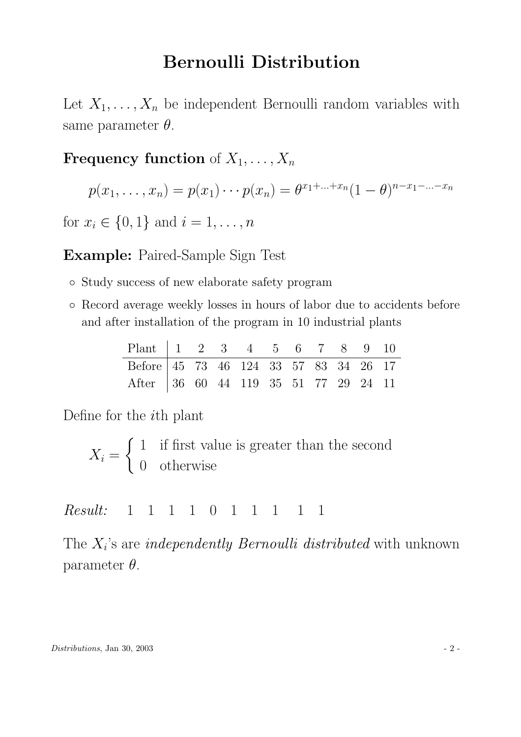# Bernoulli Distribution

Let $X_1, \ldots, X_n$ be independent Bernoulli random variables with same parameter $\theta$.

**Frequency function** of $X_1, \ldots, X_n$

$$p(x_1, \ldots, x_n) = p(x_1) \cdots p(x_n) = \theta^{x_1 + \ldots + x_n} (1 - \theta)^{n - x_1 - \ldots - x_n}$$

for $x_i \in \{0, 1\}$ and $i = 1, \ldots, n$

**Example:** Paired-Sample Sign Test

- Study success of new elaborate safety program
- Record average weekly losses in hours of labor due to accidents before and after installation of the program in 10 industrial plants

| Plant | 1 | 2 | 3 | 4 | 5 | 6 | 7 | 8 | 9 | 10 |
|---|---|---|---|---|---|---|---|---|---|---|
| Before | 45 | 73 | 46 | 124 | 33 | 57 | 83 | 34 | 26 | 17 |
| After | 36 | 60 | 44 | 119 | 35 | 51 | 77 | 29 | 24 | 11 |

Define for the $i$th plant

$$X_i = \begin{cases} 1 & \text{if first value is greater than the second} \\ 0 & \text{otherwise} \end{cases}$$

*Result:* 1 1 1 1 0 1 1 1 1 1

The $X_i$'s are *independently Bernoulli distributed* with unknown parameter $\theta$.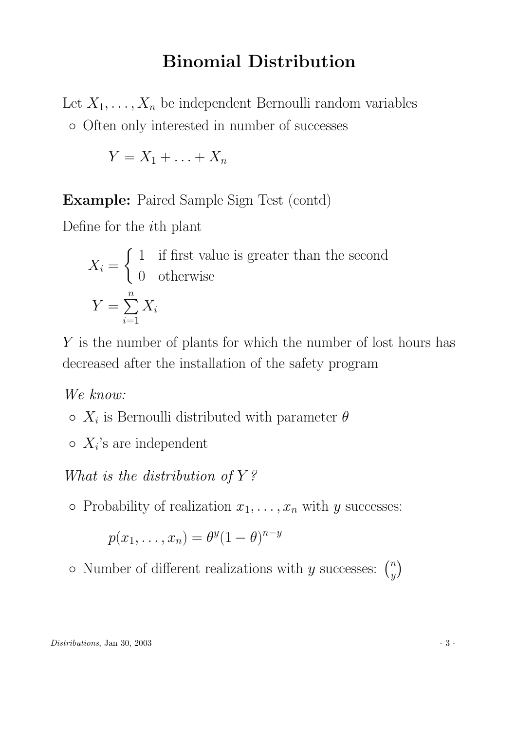# Binomial Distribution

Let $X_1, \ldots, X_n$ be independent Bernoulli random variables

- Often only interested in number of successes

$$Y = X_1 + \ldots + X_n$$

**Example:** Paired Sample Sign Test (contd)

Define for the $i$th plant

$$X_i = \begin{cases} 1 & \text{if first value is greater than the second} \\ 0 & \text{otherwise} \end{cases}$$

$$Y = \sum_{i=1}^{n} X_i$$

$Y$ is the number of plants for which the number of lost hours has decreased after the installation of the safety program

*We know:*

- $X_i$ is Bernoulli distributed with parameter $\theta$
- $X_i$'s are independent

*What is the distribution of $Y$?*

- Probability of realization $x_1, \ldots, x_n$ with $y$ successes:

$$p(x_1, \ldots, x_n) = \theta^y (1 - \theta)^{n-y}$$

- Number of different realizations with $y$ successes: $\binom{n}{y}$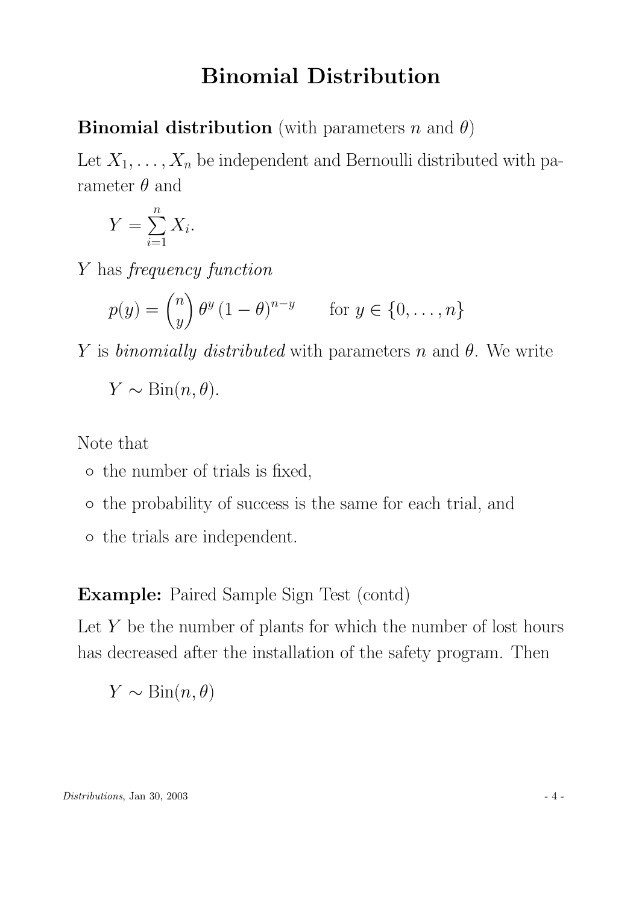# Binomial Distribution

**Binomial distribution** (with parameters $n$ and $\theta$)

Let $X_1, \ldots, X_n$ be independent and Bernoulli distributed with parameter $\theta$ and

$$Y = \sum_{i=1}^{n} X_i.$$

$Y$ has *frequency function*

$$p(y) = \binom{n}{y} \theta^y (1 - \theta)^{n-y} \qquad \text{for } y \in \{0, \ldots, n\}$$

$Y$ is *binomially distributed* with parameters $n$ and $\theta$. We write

$$Y \sim \text{Bin}(n, \theta).$$

Note that

- the number of trials is fixed,
- the probability of success is the same for each trial, and
- the trials are independent.

**Example:** Paired Sample Sign Test (contd)

Let $Y$ be the number of plants for which the number of lost hours has decreased after the installation of the safety program. Then

$$Y \sim \text{Bin}(n, \theta)$$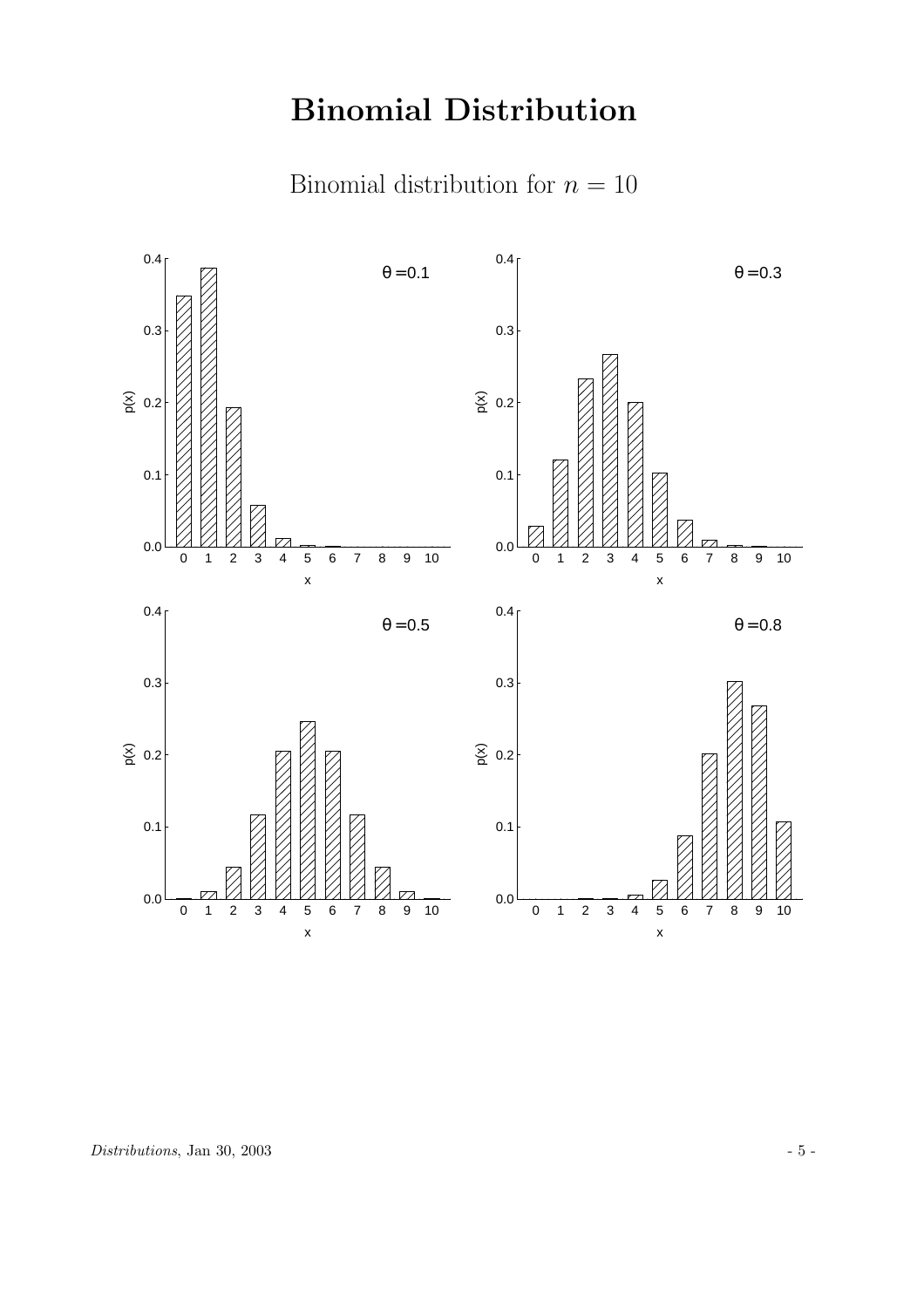# Binomial Distribution

Binomial distribution for $n = 10$

$\theta = 0.1$

p(x)

0.0
0.1
0.2
0.3
0.4

x

0 1 2 3 4 5 6 7 8 9 10

$\theta = 0.3$

p(x)

0.0
0.1
0.2
0.3
0.4

x

0 1 2 3 4 5 6 7 8 9 10

$\theta = 0.5$

p(x)

0.0
0.1
0.2
0.3
0.4

x

0 1 2 3 4 5 6 7 8 9 10

$\theta = 0.8$

p(x)

0.0
0.1
0.2
0.3
0.4

x

0 1 2 3 4 5 6 7 8 9 10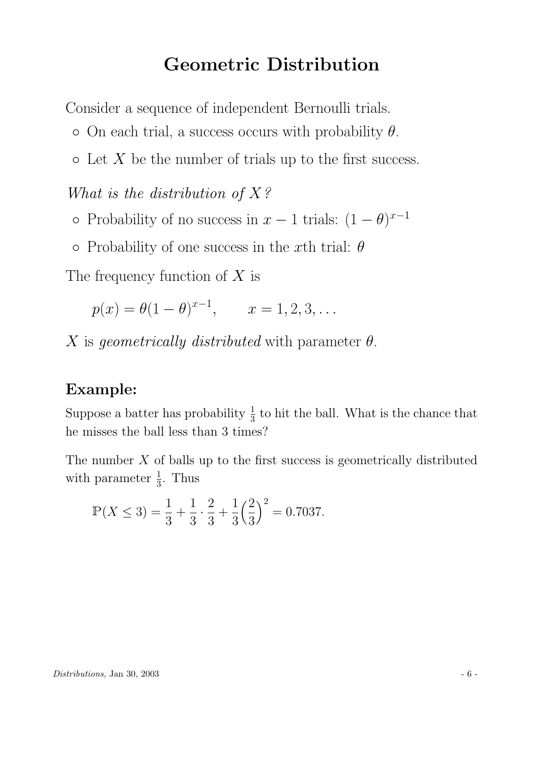# Geometric Distribution

Consider a sequence of independent Bernoulli trials.

- On each trial, a success occurs with probability $\theta$.
- Let $X$ be the number of trials up to the first success.

*What is the distribution of $X$?*

- Probability of no success in $x-1$ trials: $(1-\theta)^{x-1}$
- Probability of one success in the $x$th trial: $\theta$

The frequency function of $X$ is

$$p(x) = \theta(1-\theta)^{x-1}, \qquad x = 1, 2, 3, \ldots$$

$X$ is *geometrically distributed* with parameter $\theta$.

## Example:

Suppose a batter has probability $\frac{1}{3}$ to hit the ball. What is the chance that he misses the ball less than 3 times?

The number $X$ of balls up to the first success is geometrically distributed with parameter $\frac{1}{3}$. Thus

$$\mathbb{P}(X \leq 3) = \frac{1}{3} + \frac{1}{3} \cdot \frac{2}{3} + \frac{1}{3}\Big(\frac{2}{3}\Big)^2 = 0.7037.$$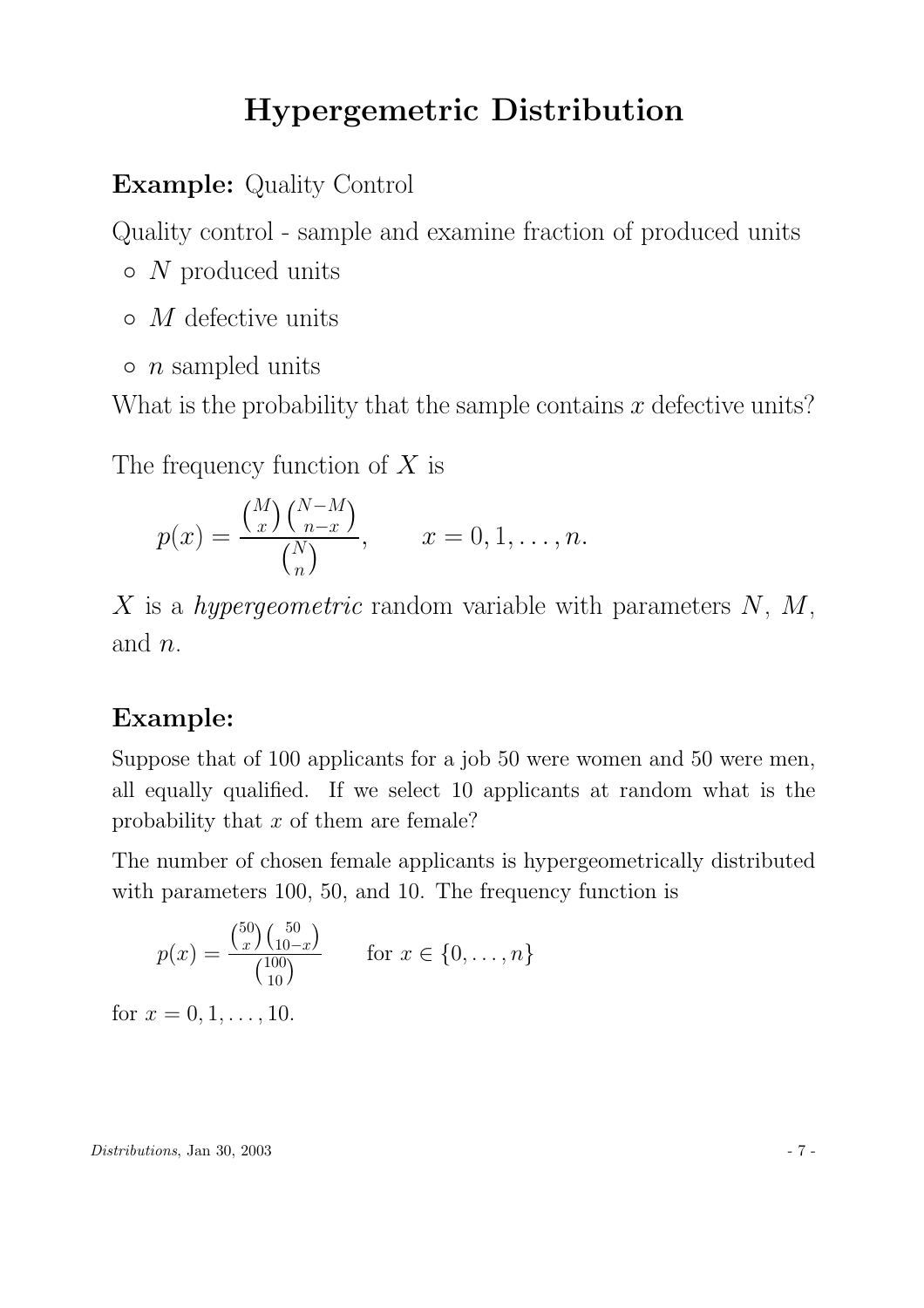# Hypergemetric Distribution

**Example:** Quality Control

Quality control - sample and examine fraction of produced units

- $N$ produced units
- $M$ defective units
- $n$ sampled units

What is the probability that the sample contains $x$ defective units?

The frequency function of $X$ is

$$p(x) = \frac{\binom{M}{x}\binom{N-M}{n-x}}{\binom{N}{n}}, \qquad x = 0, 1, \ldots, n.$$

$X$ is a *hypergeometric* random variable with parameters $N$, $M$, and $n$.

## Example:

Suppose that of 100 applicants for a job 50 were women and 50 were men, all equally qualified. If we select 10 applicants at random what is the probability that $x$ of them are female?

The number of chosen female applicants is hypergeometrically distributed with parameters 100, 50, and 10. The frequency function is

$$p(x) = \frac{\binom{50}{x}\binom{50}{10-x}}{\binom{100}{10}} \qquad \text{for } x \in \{0, \ldots, n\}$$

for $x = 0, 1, \ldots, 10$.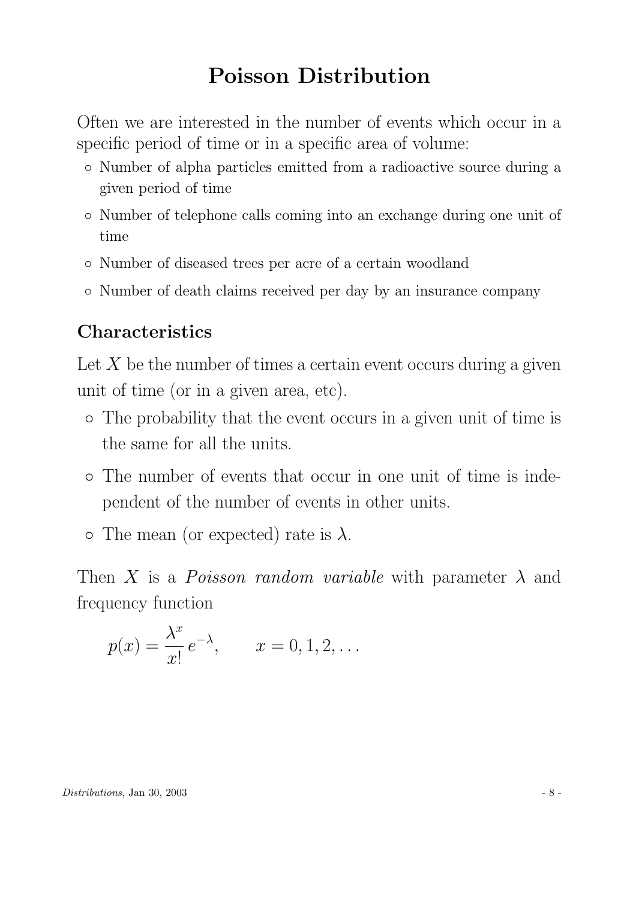# Poisson Distribution

Often we are interested in the number of events which occur in a specific period of time or in a specific area of volume:

- Number of alpha particles emitted from a radioactive source during a given period of time
- Number of telephone calls coming into an exchange during one unit of time
- Number of diseased trees per acre of a certain woodland
- Number of death claims received per day by an insurance company

## Characteristics

Let $X$ be the number of times a certain event occurs during a given unit of time (or in a given area, etc).

- The probability that the event occurs in a given unit of time is the same for all the units.
- The number of events that occur in one unit of time is independent of the number of events in other units.
- The mean (or expected) rate is $\lambda$.

Then $X$ is a *Poisson random variable* with parameter $\lambda$ and frequency function

$$p(x) = \frac{\lambda^x}{x!} e^{-\lambda}, \qquad x = 0, 1, 2, \ldots$$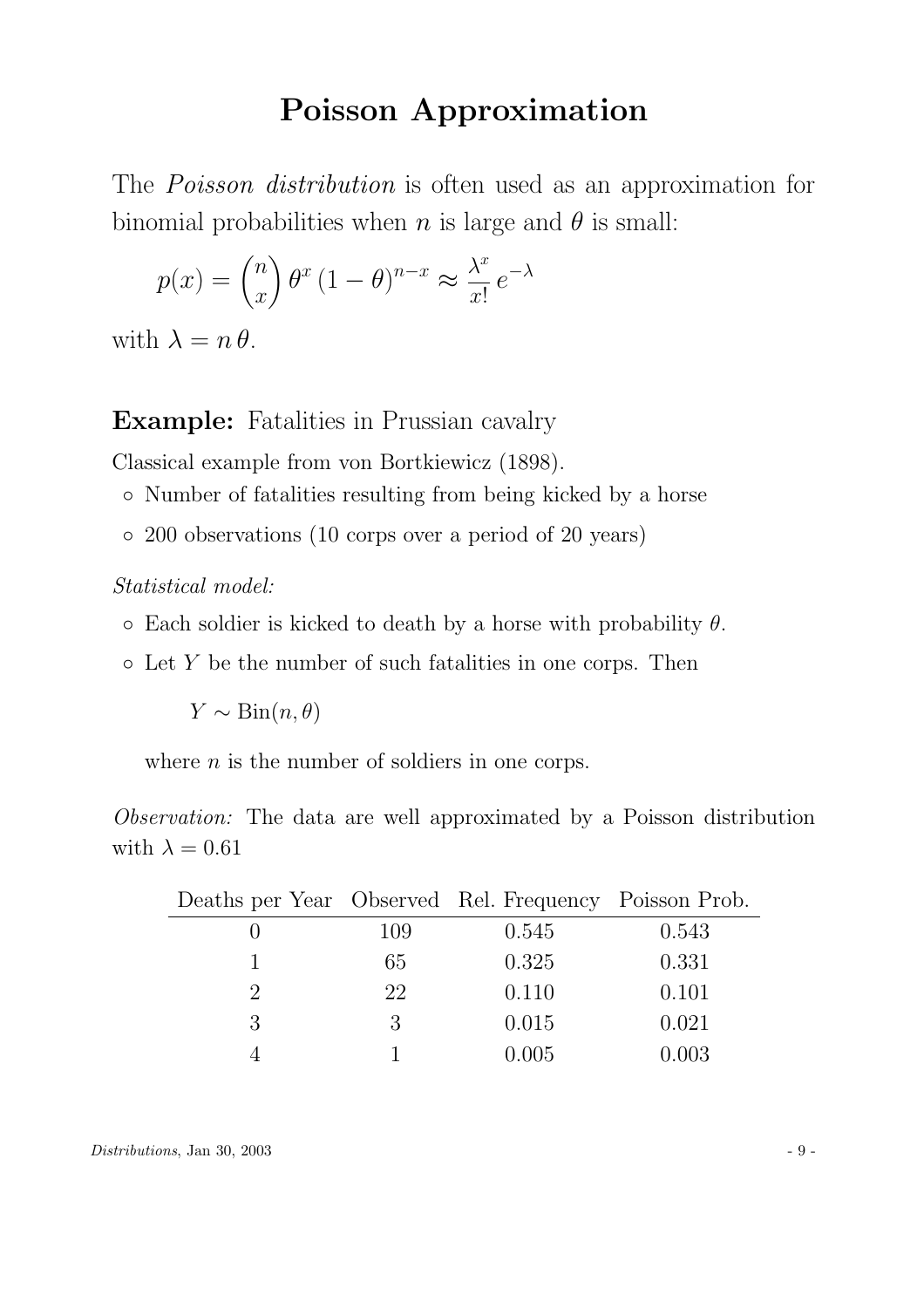# Poisson Approximation

The *Poisson distribution* is often used as an approximation for binomial probabilities when $n$ is large and $\theta$ is small:

$$p(x) = \binom{n}{x} \theta^x (1-\theta)^{n-x} \approx \frac{\lambda^x}{x!} e^{-\lambda}$$

with $\lambda = n\,\theta$.

**Example:** Fatalities in Prussian cavalry

Classical example from von Bortkiewicz (1898).

- Number of fatalities resulting from being kicked by a horse
- 200 observations (10 corps over a period of 20 years)

*Statistical model:*

- Each soldier is kicked to death by a horse with probability $\theta$.
- Let $Y$ be the number of such fatalities in one corps. Then

  $$Y \sim \text{Bin}(n, \theta)$$

  where $n$ is the number of soldiers in one corps.

*Observation:* The data are well approximated by a Poisson distribution with $\lambda = 0.61$

| Deaths per Year | Observed | Rel. Frequency | Poisson Prob. |
|---|---|---|---|
| 0 | 109 | 0.545 | 0.543 |
| 1 | 65 | 0.325 | 0.331 |
| 2 | 22 | 0.110 | 0.101 |
| 3 | 3 | 0.015 | 0.021 |
| 4 | 1 | 0.005 | 0.003 |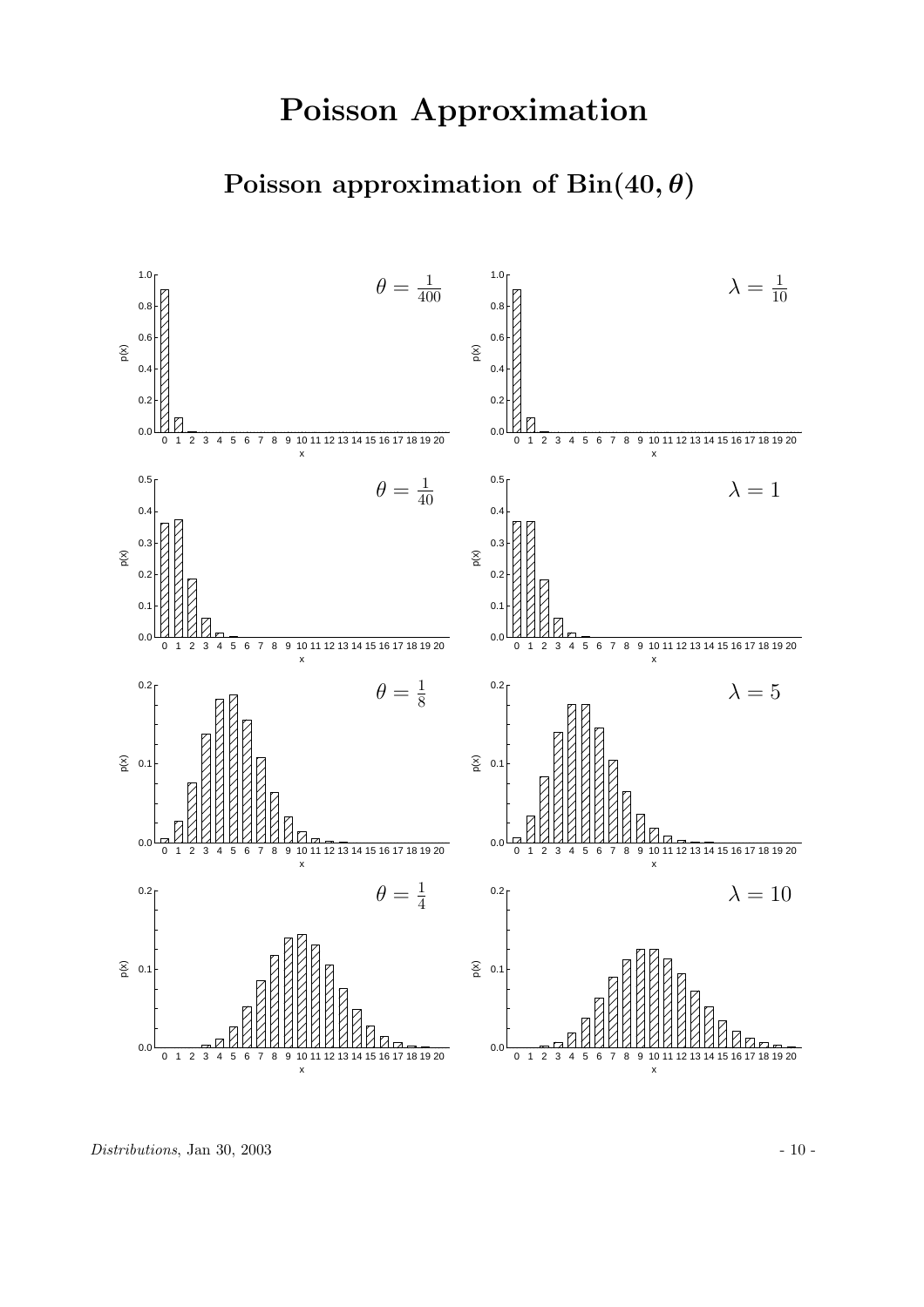# Poisson Approximation

## Poisson approximation of $\mathbf{Bin}(40, \boldsymbol{\theta})$

$\theta = \frac{1}{400}$

$\lambda = \frac{1}{10}$

$\theta = \frac{1}{40}$

$\lambda = 1$

$\theta = \frac{1}{8}$

$\lambda = 5$

$\theta = \frac{1}{4}$

$\lambda = 10$

p(x)

x

0 1 2 3 4 5 6 7 8 9 10 11 12 13 14 15 16 17 18 19 20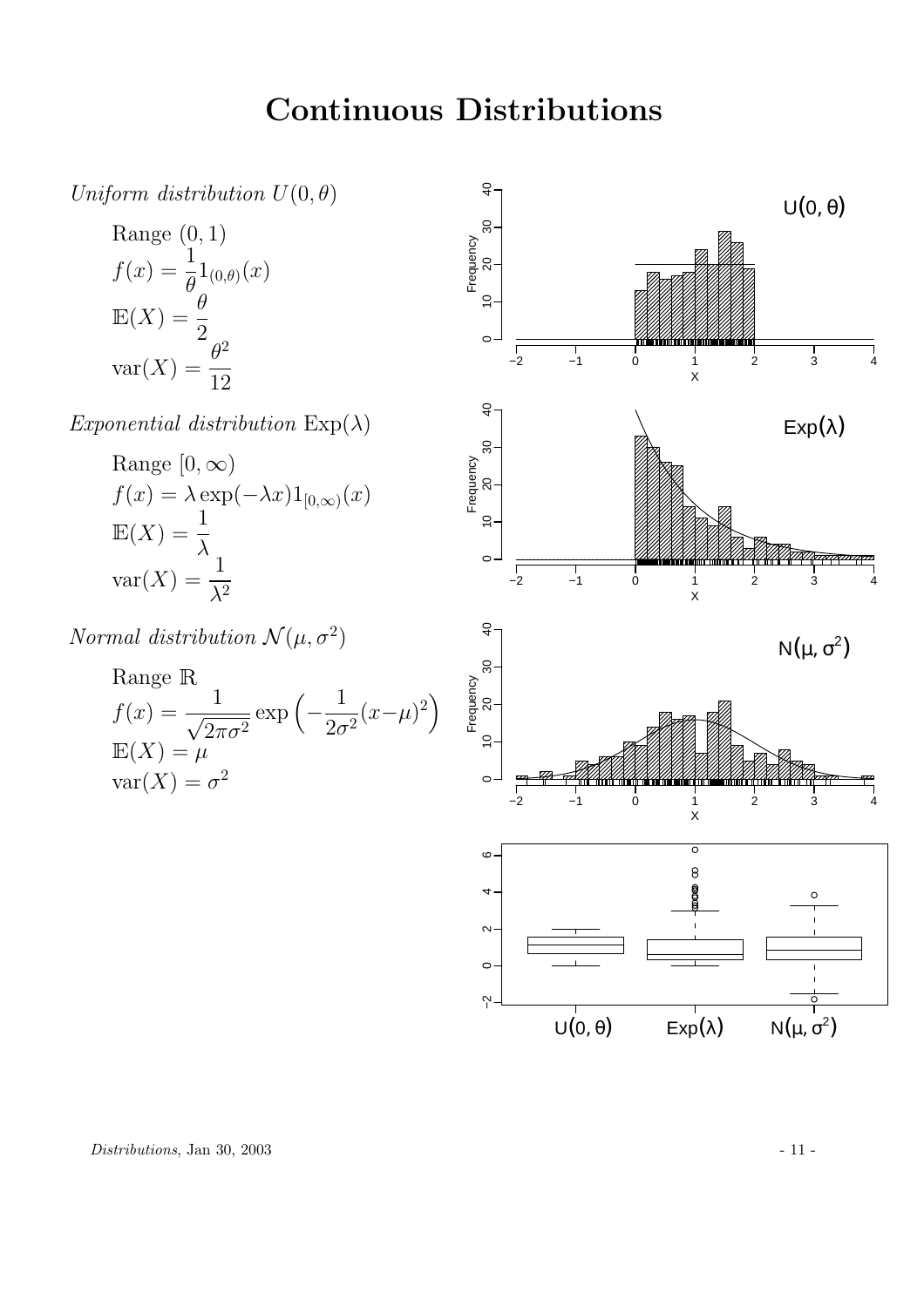# Continuous Distributions

*Uniform distribution* $U(0, \theta)$

Range $(0, 1)$

$f(x) = \dfrac{1}{\theta} 1_{(0,\theta)}(x)$

$\mathbb{E}(X) = \dfrac{\theta}{2}$

$\text{var}(X) = \dfrac{\theta^2}{12}$

*Exponential distribution* $\text{Exp}(\lambda)$

Range $[0, \infty)$

$f(x) = \lambda \exp(-\lambda x) 1_{[0,\infty)}(x)$

$\mathbb{E}(X) = \dfrac{1}{\lambda}$

$\text{var}(X) = \dfrac{1}{\lambda^2}$

*Normal distribution* $\mathcal{N}(\mu, \sigma^2)$

Range $\mathbb{R}$

$f(x) = \dfrac{1}{\sqrt{2\pi\sigma^2}} \exp\left(-\dfrac{1}{2\sigma^2}(x-\mu)^2\right)$

$\mathbb{E}(X) = \mu$

$\text{var}(X) = \sigma^2$

U(0, θ)
Frequency
0 10 20 30 40
−2 −1 0 1 2 3 4
X

Exp(λ)
Frequency
0 10 20 30 40
−2 −1 0 1 2 3 4
X

N(μ, σ²)
Frequency
0 10 20 30 40
−2 −1 0 1 2 3 4
X

−2 0 2 4 6
U(0, θ) Exp(λ) N(μ, σ²)